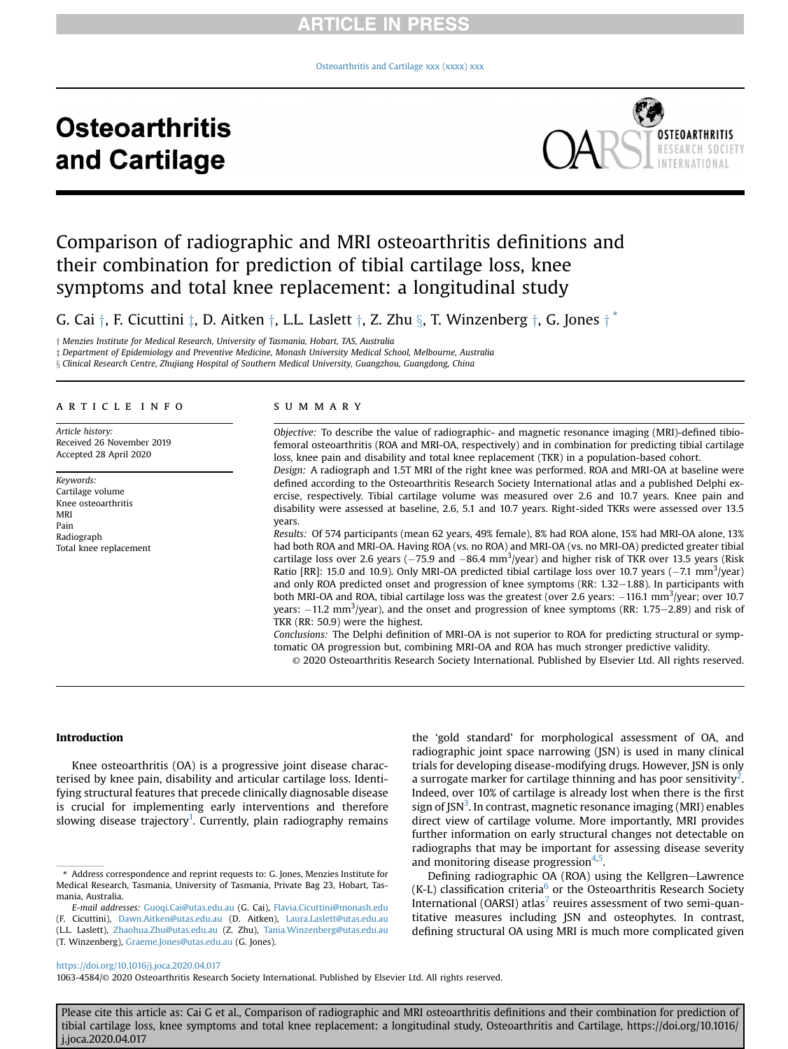# Comparison of radiographic and MRI osteoarthritis definitions and their combination for prediction of tibial cartilage loss, knee symptoms and total knee replacement: a longitudinal study

G. Cai [†], F. Cicuttini [‡], D. Aitken [†], L.L. Laslett [†], Z. Zhu [§], T. Winzenberg [†], G. Jones [†] [*]

[†] Menzies Institute for Medical Research, University of Tasmania, Hobart, TAS, Australia
[‡] Department of Epidemiology and Preventive Medicine, Monash University Medical School, Melbourne, Australia
[§] Clinical Research Centre, Zhujiang Hospital of Southern Medical University, Guangzhou, Guangdong, China

## ARTICLE INFO

*Article history:*
Received 26 November 2019
Accepted 28 April 2020

*Keywords:*
Cartilage volume
Knee osteoarthritis
MRI
Pain
Radiograph
Total knee replacement

## SUMMARY

*Objective:* To describe the value of radiographic- and magnetic resonance imaging (MRI)-defined tibio-femoral osteoarthritis (ROA and MRI-OA, respectively) and in combination for predicting tibial cartilage loss, knee pain and disability and total knee replacement (TKR) in a population-based cohort.

*Design:* A radiograph and 1.5T MRI of the right knee was performed. ROA and MRI-OA at baseline were defined according to the Osteoarthritis Research Society International atlas and a published Delphi exercise, respectively. Tibial cartilage volume was measured over 2.6 and 10.7 years. Knee pain and disability were assessed at baseline, 2.6, 5.1 and 10.7 years. Right-sided TKRs were assessed over 13.5 years.

*Results:* Of 574 participants (mean 62 years, 49% female), 8% had ROA alone, 15% had MRI-OA alone, 13% had both ROA and MRI-OA. Having ROA (vs. no ROA) and MRI-OA (vs. no MRI-OA) predicted greater tibial cartilage loss over 2.6 years (−75.9 and −86.4 $mm^3$/year) and higher risk of TKR over 13.5 years (Risk Ratio [RR]: 15.0 and 10.9). Only MRI-OA predicted tibial cartilage loss over 10.7 years (−7.1 $mm^3$/year) and only ROA predicted onset and progression of knee symptoms (RR: 1.32−1.88). In participants with both MRI-OA and ROA, tibial cartilage loss was the greatest (over 2.6 years: −116.1 $mm^3$/year; over 10.7 years: −11.2 $mm^3$/year), and the onset and progression of knee symptoms (RR: 1.75−2.89) and risk of TKR (RR: 50.9) were the highest.

*Conclusions:* The Delphi definition of MRI-OA is not superior to ROA for predicting structural or symptomatic OA progression but, combining MRI-OA and ROA has much stronger predictive validity.

© 2020 Osteoarthritis Research Society International. Published by Elsevier Ltd. All rights reserved.

## Introduction

Knee osteoarthritis (OA) is a progressive joint disease characterised by knee pain, disability and articular cartilage loss. Identifying structural features that precede clinically diagnosable disease is crucial for implementing early interventions and therefore slowing disease trajectory[1]. Currently, plain radiography remains the 'gold standard' for morphological assessment of OA, and radiographic joint space narrowing (JSN) is used in many clinical trials for developing disease-modifying drugs. However, JSN is only a surrogate marker for cartilage thinning and has poor sensitivity[2]. Indeed, over 10% of cartilage is already lost when there is the first sign of JSN[3]. In contrast, magnetic resonance imaging (MRI) enables direct view of cartilage volume. More importantly, MRI provides further information on early structural changes not detectable on radiographs that may be important for assessing disease severity and monitoring disease progression[4,5].

Defining radiographic OA (ROA) using the Kellgren−Lawrence (K-L) classification criteria[6] or the Osteoarthritis Research Society International (OARSI) atlas[7] reuires assessment of two semi-quantitative measures including JSN and osteophytes. In contrast, defining structural OA using MRI is much more complicated given

\* Address correspondence and reprint requests to: G. Jones, Menzies Institute for Medical Research, Tasmania, University of Tasmania, Private Bag 23, Hobart, Tasmania, Australia.

*E-mail addresses:* Guoqi.Cai@utas.edu.au (G. Cai), Flavia.Cicuttini@monash.edu (F. Cicuttini), Dawn.Aitken@utas.edu.au (D. Aitken), Laura.Laslett@utas.edu.au (L.L. Laslett), Zhaohua.Zhu@utas.edu.au (Z. Zhu), Tania.Winzenberg@utas.edu.au (T. Winzenberg), Graeme.Jones@utas.edu.au (G. Jones).

https://doi.org/10.1016/j.joca.2020.04.017
1063-4584/© 2020 Osteoarthritis Research Society International. Published by Elsevier Ltd. All rights reserved.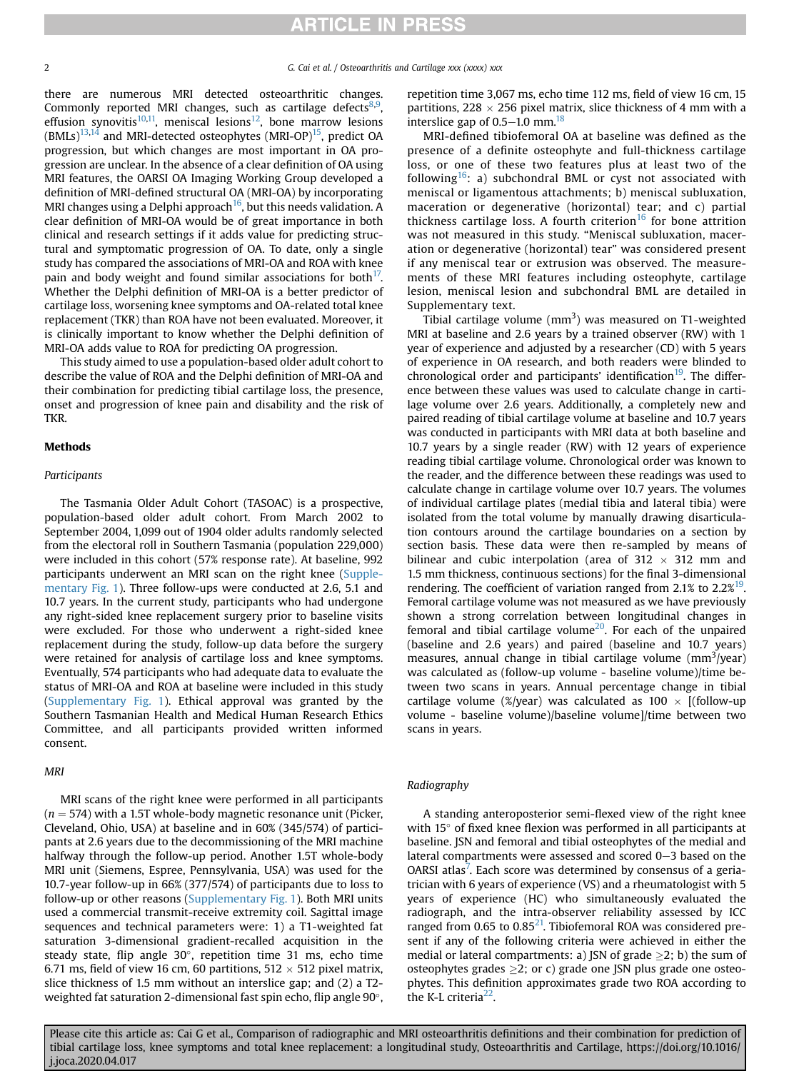there are numerous MRI detected osteoarthritic changes. Commonly reported MRI changes, such as cartilage defects[8,9], effusion synovitis[10,11], meniscal lesions[12], bone marrow lesions (BMLs)[13,14] and MRI-detected osteophytes (MRI-OP)[15], predict OA progression, but which changes are most important in OA progression are unclear. In the absence of a clear definition of OA using MRI features, the OARSI OA Imaging Working Group developed a definition of MRI-defined structural OA (MRI-OA) by incorporating MRI changes using a Delphi approach[16], but this needs validation. A clear definition of MRI-OA would be of great importance in both clinical and research settings if it adds value for predicting structural and symptomatic progression of OA. To date, only a single study has compared the associations of MRI-OA and ROA with knee pain and body weight and found similar associations for both[17]. Whether the Delphi definition of MRI-OA is a better predictor of cartilage loss, worsening knee symptoms and OA-related total knee replacement (TKR) than ROA have not been evaluated. Moreover, it is clinically important to know whether the Delphi definition of MRI-OA adds value to ROA for predicting OA progression.

This study aimed to use a population-based older adult cohort to describe the value of ROA and the Delphi definition of MRI-OA and their combination for predicting tibial cartilage loss, the presence, onset and progression of knee pain and disability and the risk of TKR.

## Methods

### Participants

The Tasmania Older Adult Cohort (TASOAC) is a prospective, population-based older adult cohort. From March 2002 to September 2004, 1,099 out of 1904 older adults randomly selected from the electoral roll in Southern Tasmania (population 229,000) were included in this cohort (57% response rate). At baseline, 992 participants underwent an MRI scan on the right knee (Supplementary Fig. 1). Three follow-ups were conducted at 2.6, 5.1 and 10.7 years. In the current study, participants who had undergone any right-sided knee replacement surgery prior to baseline visits were excluded. For those who underwent a right-sided knee replacement during the study, follow-up data before the surgery were retained for analysis of cartilage loss and knee symptoms. Eventually, 574 participants who had adequate data to evaluate the status of MRI-OA and ROA at baseline were included in this study (Supplementary Fig. 1). Ethical approval was granted by the Southern Tasmanian Health and Medical Human Research Ethics Committee, and all participants provided written informed consent.

### MRI

MRI scans of the right knee were performed in all participants ($n = 574$) with a 1.5T whole-body magnetic resonance unit (Picker, Cleveland, Ohio, USA) at baseline and in 60% (345/574) of participants at 2.6 years due to the decommissioning of the MRI machine halfway through the follow-up period. Another 1.5T whole-body MRI unit (Siemens, Espree, Pennsylvania, USA) was used for the 10.7-year follow-up in 66% (377/574) of participants due to loss to follow-up or other reasons (Supplementary Fig. 1). Both MRI units used a commercial transmit-receive extremity coil. Sagittal image sequences and technical parameters were: 1) a T1-weighted fat saturation 3-dimensional gradient-recalled acquisition in the steady state, flip angle 30°, repetition time 31 ms, echo time 6.71 ms, field of view 16 cm, 60 partitions, 512 × 512 pixel matrix, slice thickness of 1.5 mm without an interslice gap; and (2) a T2-weighted fat saturation 2-dimensional fast spin echo, flip angle 90°, repetition time 3,067 ms, echo time 112 ms, field of view 16 cm, 15 partitions, 228 × 256 pixel matrix, slice thickness of 4 mm with a interslice gap of 0.5–1.0 mm.[18]

MRI-defined tibiofemoral OA at baseline was defined as the presence of a definite osteophyte and full-thickness cartilage loss, or one of these two features plus at least two of the following[16]: a) subchondral BML or cyst not associated with meniscal or ligamentous attachments; b) meniscal subluxation, maceration or degenerative (horizontal) tear; and c) partial thickness cartilage loss. A fourth criterion[16] for bone attrition was not measured in this study. "Meniscal subluxation, maceration or degenerative (horizontal) tear" was considered present if any meniscal tear or extrusion was observed. The measurements of these MRI features including osteophyte, cartilage lesion, meniscal lesion and subchondral BML are detailed in Supplementary text.

Tibial cartilage volume ($mm^3$) was measured on T1-weighted MRI at baseline and 2.6 years by a trained observer (RW) with 1 year of experience and adjusted by a researcher (CD) with 5 years of experience in OA research, and both readers were blinded to chronological order and participants' identification[19]. The difference between these values was used to calculate change in cartilage volume over 2.6 years. Additionally, a completely new and paired reading of tibial cartilage volume at baseline and 10.7 years was conducted in participants with MRI data at both baseline and 10.7 years by a single reader (RW) with 12 years of experience reading tibial cartilage volume. Chronological order was known to the reader, and the difference between these readings was used to calculate change in cartilage volume over 10.7 years. The volumes of individual cartilage plates (medial tibia and lateral tibia) were isolated from the total volume by manually drawing disarticulation contours around the cartilage boundaries on a section by section basis. These data were then re-sampled by means of bilinear and cubic interpolation (area of 312 × 312 mm and 1.5 mm thickness, continuous sections) for the final 3-dimensional rendering. The coefficient of variation ranged from 2.1% to 2.2%[19]. Femoral cartilage volume was not measured as we have previously shown a strong correlation between longitudinal changes in femoral and tibial cartilage volume[20]. For each of the unpaired (baseline and 2.6 years) and paired (baseline and 10.7 years) measures, annual change in tibial cartilage volume ($mm^3$/year) was calculated as (follow-up volume - baseline volume)/time between two scans in years. Annual percentage change in tibial cartilage volume (%/year) was calculated as 100 × [(follow-up volume - baseline volume)/baseline volume]/time between two scans in years.

### Radiography

A standing anteroposterior semi-flexed view of the right knee with 15° of fixed knee flexion was performed in all participants at baseline. JSN and femoral and tibial osteophytes of the medial and lateral compartments were assessed and scored 0–3 based on the OARSI atlas[7]. Each score was determined by consensus of a geriatrician with 6 years of experience (VS) and a rheumatologist with 5 years of experience (HC) who simultaneously evaluated the radiograph, and the intra-observer reliability assessed by ICC ranged from 0.65 to 0.85[21]. Tibiofemoral ROA was considered present if any of the following criteria were achieved in either the medial or lateral compartments: a) JSN of grade ≥2; b) the sum of osteophytes grades ≥2; or c) grade one JSN plus grade one osteophytes. This definition approximates grade two ROA according to the K-L criteria[22].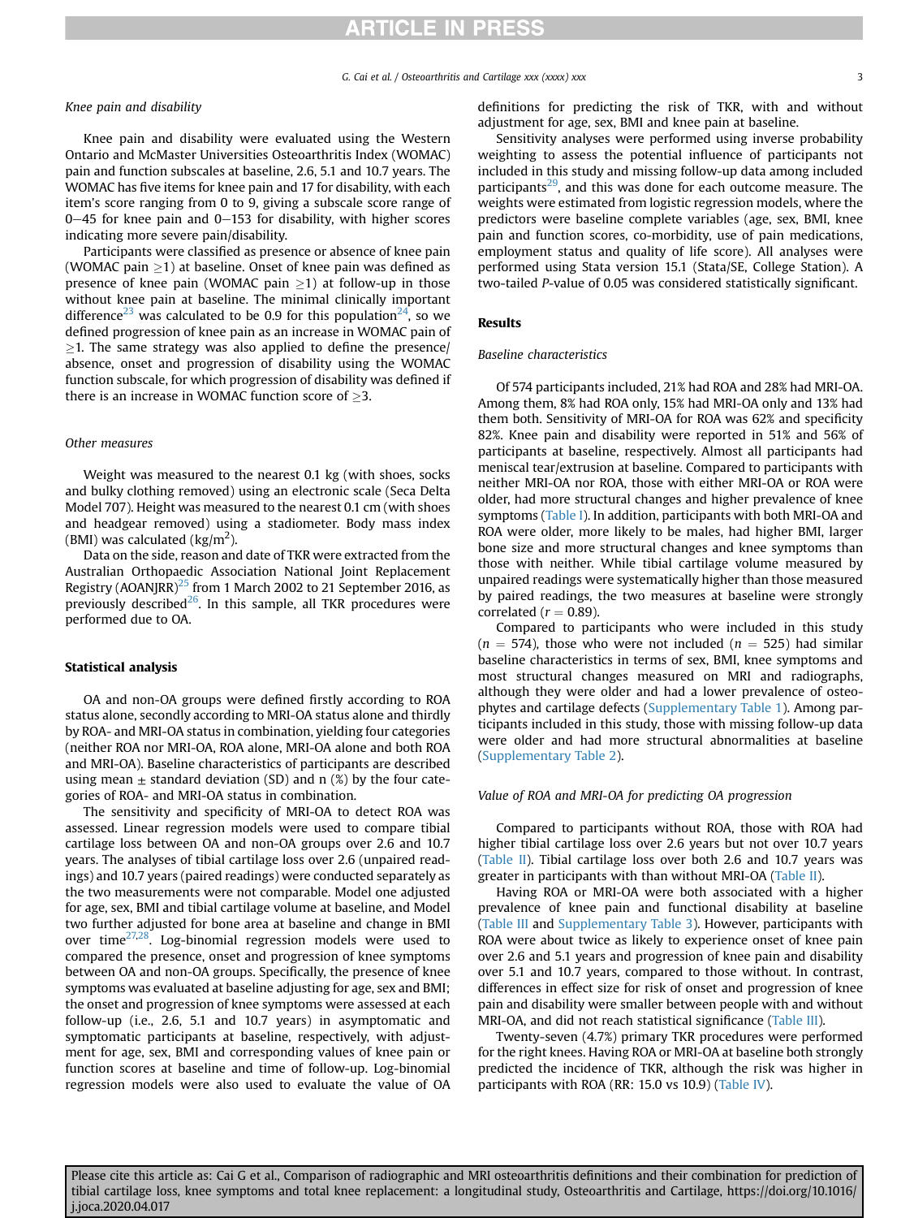### Knee pain and disability

Knee pain and disability were evaluated using the Western Ontario and McMaster Universities Osteoarthritis Index (WOMAC) pain and function subscales at baseline, 2.6, 5.1 and 10.7 years. The WOMAC has five items for knee pain and 17 for disability, with each item's score ranging from 0 to 9, giving a subscale score range of 0–45 for knee pain and 0–153 for disability, with higher scores indicating more severe pain/disability.

Participants were classified as presence or absence of knee pain (WOMAC pain $\geq$1) at baseline. Onset of knee pain was defined as presence of knee pain (WOMAC pain $\geq$1) at follow-up in those without knee pain at baseline. The minimal clinically important difference[23] was calculated to be 0.9 for this population[24], so we defined progression of knee pain as an increase in WOMAC pain of $\geq$1. The same strategy was also applied to define the presence/absence, onset and progression of disability using the WOMAC function subscale, for which progression of disability was defined if there is an increase in WOMAC function score of $\geq$3.

### Other measures

Weight was measured to the nearest 0.1 kg (with shoes, socks and bulky clothing removed) using an electronic scale (Seca Delta Model 707). Height was measured to the nearest 0.1 cm (with shoes and headgear removed) using a stadiometer. Body mass index (BMI) was calculated (kg/m$^2$).

Data on the side, reason and date of TKR were extracted from the Australian Orthopaedic Association National Joint Replacement Registry (AOANJRR)[25] from 1 March 2002 to 21 September 2016, as previously described[26]. In this sample, all TKR procedures were performed due to OA.

## Statistical analysis

OA and non-OA groups were defined firstly according to ROA status alone, secondly according to MRI-OA status alone and thirdly by ROA- and MRI-OA status in combination, yielding four categories (neither ROA nor MRI-OA, ROA alone, MRI-OA alone and both ROA and MRI-OA). Baseline characteristics of participants are described using mean ± standard deviation (SD) and n (%) by the four categories of ROA- and MRI-OA status in combination.

The sensitivity and specificity of MRI-OA to detect ROA was assessed. Linear regression models were used to compare tibial cartilage loss between OA and non-OA groups over 2.6 and 10.7 years. The analyses of tibial cartilage loss over 2.6 (unpaired readings) and 10.7 years (paired readings) were conducted separately as the two measurements were not comparable. Model one adjusted for age, sex, BMI and tibial cartilage volume at baseline, and Model two further adjusted for bone area at baseline and change in BMI over time[27,28]. Log-binomial regression models were used to compared the presence, onset and progression of knee symptoms between OA and non-OA groups. Specifically, the presence of knee symptoms was evaluated at baseline adjusting for age, sex and BMI; the onset and progression of knee symptoms were assessed at each follow-up (i.e., 2.6, 5.1 and 10.7 years) in asymptomatic and symptomatic participants at baseline, respectively, with adjustment for age, sex, BMI and corresponding values of knee pain or function scores at baseline and time of follow-up. Log-binomial regression models were also used to evaluate the value of OA definitions for predicting the risk of TKR, with and without adjustment for age, sex, BMI and knee pain at baseline.

Sensitivity analyses were performed using inverse probability weighting to assess the potential influence of participants not included in this study and missing follow-up data among included participants[29], and this was done for each outcome measure. The weights were estimated from logistic regression models, where the predictors were baseline complete variables (age, sex, BMI, knee pain and function scores, co-morbidity, use of pain medications, employment status and quality of life score). All analyses were performed using Stata version 15.1 (Stata/SE, College Station). A two-tailed *P*-value of 0.05 was considered statistically significant.

## Results

### Baseline characteristics

Of 574 participants included, 21% had ROA and 28% had MRI-OA. Among them, 8% had ROA only, 15% had MRI-OA only and 13% had them both. Sensitivity of MRI-OA for ROA was 62% and specificity 82%. Knee pain and disability were reported in 51% and 56% of participants at baseline, respectively. Almost all participants had meniscal tear/extrusion at baseline. Compared to participants with neither MRI-OA nor ROA, those with either MRI-OA or ROA were older, had more structural changes and higher prevalence of knee symptoms (Table I). In addition, participants with both MRI-OA and ROA were older, more likely to be males, had higher BMI, larger bone size and more structural changes and knee symptoms than those with neither. While tibial cartilage volume measured by unpaired readings were systematically higher than those measured by paired readings, the two measures at baseline were strongly correlated ($r = 0.89$).

Compared to participants who were included in this study ($n = 574$), those who were not included ($n = 525$) had similar baseline characteristics in terms of sex, BMI, knee symptoms and most structural changes measured on MRI and radiographs, although they were older and had a lower prevalence of osteophytes and cartilage defects (Supplementary Table 1). Among participants included in this study, those with missing follow-up data were older and had more structural abnormalities at baseline (Supplementary Table 2).

### Value of ROA and MRI-OA for predicting OA progression

Compared to participants without ROA, those with ROA had higher tibial cartilage loss over 2.6 years but not over 10.7 years (Table II). Tibial cartilage loss over both 2.6 and 10.7 years was greater in participants with than without MRI-OA (Table II).

Having ROA or MRI-OA were both associated with a higher prevalence of knee pain and functional disability at baseline (Table III and Supplementary Table 3). However, participants with ROA were about twice as likely to experience onset of knee pain over 2.6 and 5.1 years and progression of knee pain and disability over 5.1 and 10.7 years, compared to those without. In contrast, differences in effect size for risk of onset and progression of knee pain and disability were smaller between people with and without MRI-OA, and did not reach statistical significance (Table III).

Twenty-seven (4.7%) primary TKR procedures were performed for the right knees. Having ROA or MRI-OA at baseline both strongly predicted the incidence of TKR, although the risk was higher in participants with ROA (RR: 15.0 vs 10.9) (Table IV).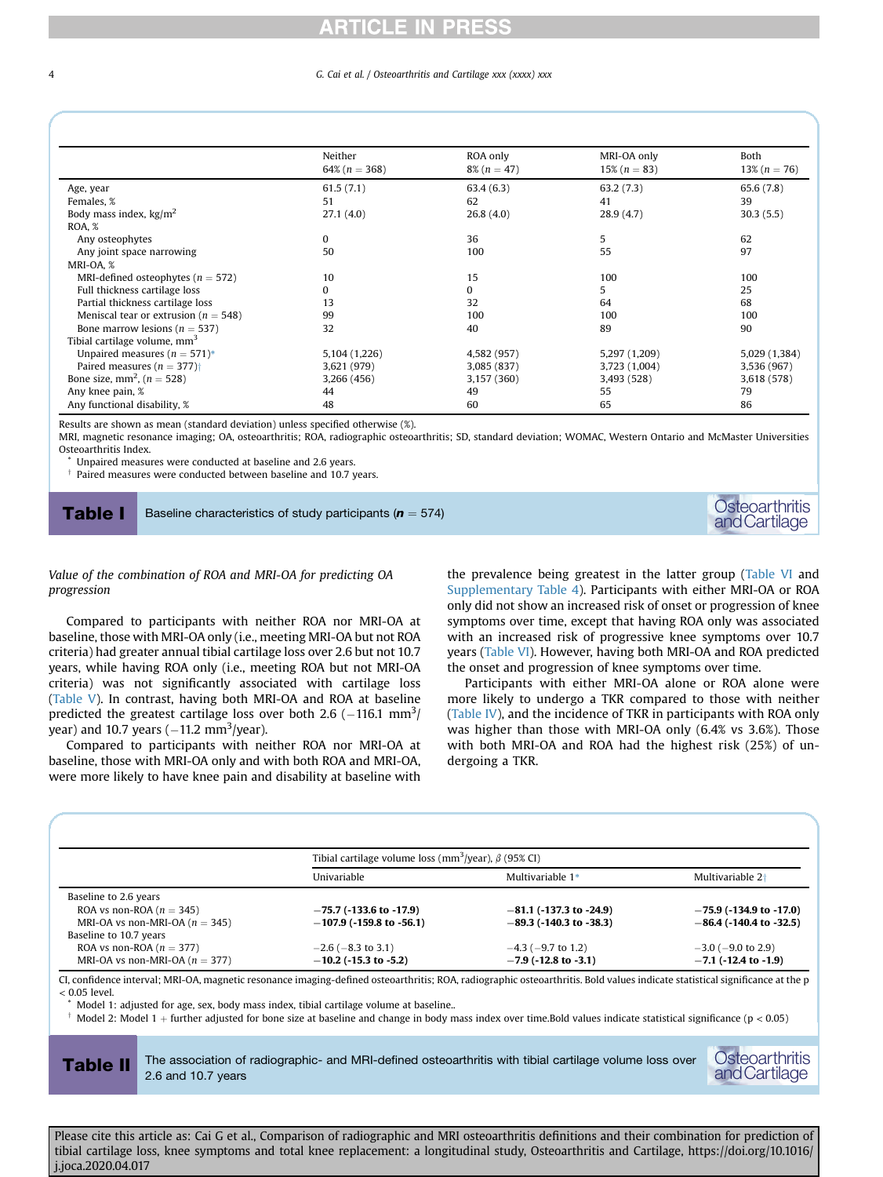**Table I** Baseline characteristics of study participants ($n$ = 574)

| | Neither 64% ($n$ = 368) | ROA only 8% ($n$ = 47) | MRI-OA only 15% ($n$ = 83) | Both 13% ($n$ = 76) |
|---|---|---|---|---|
| Age, year | 61.5 (7.1) | 63.4 (6.3) | 63.2 (7.3) | 65.6 (7.8) |
| Females, % | 51 | 62 | 41 | 39 |
| Body mass index, kg/m$^2$ | 27.1 (4.0) | 26.8 (4.0) | 28.9 (4.7) | 30.3 (5.5) |
| ROA, % | | | | |
| Any osteophytes | 0 | 36 | 5 | 62 |
| Any joint space narrowing | 50 | 100 | 55 | 97 |
| MRI-OA, % | | | | |
| MRI-defined osteophytes ($n$ = 572) | 10 | 15 | 100 | 100 |
| Full thickness cartilage loss | 0 | 0 | 5 | 25 |
| Partial thickness cartilage loss | 13 | 32 | 64 | 68 |
| Meniscal tear or extrusion ($n$ = 548) | 99 | 100 | 100 | 100 |
| Bone marrow lesions ($n$ = 537) | 32 | 40 | 89 | 90 |
| Tibial cartilage volume, mm$^3$ | | | | |
| Unpaired measures ($n$ = 571)* | 5,104 (1,226) | 4,582 (957) | 5,297 (1,209) | 5,029 (1,384) |
| Paired measures ($n$ = 377)† | 3,621 (979) | 3,085 (837) | 3,723 (1,004) | 3,536 (967) |
| Bone size, mm$^2$, ($n$ = 528) | 3,266 (456) | 3,157 (360) | 3,493 (528) | 3,618 (578) |
| Any knee pain, % | 44 | 49 | 55 | 79 |
| Any functional disability, % | 48 | 60 | 65 | 86 |

Results are shown as mean (standard deviation) unless specified otherwise (%).
MRI, magnetic resonance imaging; OA, osteoarthritis; ROA, radiographic osteoarthritis; SD, standard deviation; WOMAC, Western Ontario and McMaster Universities Osteoarthritis Index.
* Unpaired measures were conducted at baseline and 2.6 years.
† Paired measures were conducted between baseline and 10.7 years.

*Value of the combination of ROA and MRI-OA for predicting OA progression*

Compared to participants with neither ROA nor MRI-OA at baseline, those with MRI-OA only (i.e., meeting MRI-OA but not ROA criteria) had greater annual tibial cartilage loss over 2.6 but not 10.7 years, while having ROA only (i.e., meeting ROA but not MRI-OA criteria) was not significantly associated with cartilage loss (Table V). In contrast, having both MRI-OA and ROA at baseline predicted the greatest cartilage loss over both 2.6 (−116.1 mm$^3$/year) and 10.7 years (−11.2 mm$^3$/year).

Compared to participants with neither ROA nor MRI-OA at baseline, those with MRI-OA only and with both ROA and MRI-OA, were more likely to have knee pain and disability at baseline with the prevalence being greatest in the latter group (Table VI and Supplementary Table 4). Participants with either MRI-OA or ROA only did not show an increased risk of onset or progression of knee symptoms over time, except that having ROA only was associated with an increased risk of progressive knee symptoms over 10.7 years (Table VI). However, having both MRI-OA and ROA predicted the onset and progression of knee symptoms over time.

Participants with either MRI-OA or ROA alone were more likely to undergo a TKR compared to those with neither (Table IV), and the incidence of TKR in participants with ROA only was higher than those with MRI-OA only (6.4% vs 3.6%). Those with both MRI-OA and ROA had the highest risk (25%) of undergoing a TKR.

**Table II** The association of radiographic- and MRI-defined osteoarthritis with tibial cartilage volume loss over 2.6 and 10.7 years

| | Tibial cartilage volume loss (mm$^3$/year), β (95% CI) | | |
|---|---|---|---|
| | Univariable | Multivariable 1* | Multivariable 2† |
| Baseline to 2.6 years | | | |
| ROA vs non-ROA ($n$ = 345) | **−75.7 (-133.6 to -17.9)** | **−81.1 (-137.3 to -24.9)** | **−75.9 (-134.9 to -17.0)** |
| MRI-OA vs non-MRI-OA ($n$ = 345) | **−107.9 (-159.8 to -56.1)** | **−89.3 (-140.3 to -38.3)** | **−86.4 (-140.4 to -32.5)** |
| Baseline to 10.7 years | | | |
| ROA vs non-ROA ($n$ = 377) | −2.6 (−8.3 to 3.1) | −4.3 (−9.7 to 1.2) | −3.0 (−9.0 to 2.9) |
| MRI-OA vs non-MRI-OA ($n$ = 377) | **−10.2 (-15.3 to -5.2)** | **−7.9 (-12.8 to -3.1)** | **−7.1 (-12.4 to -1.9)** |

CI, confidence interval; MRI-OA, magnetic resonance imaging-defined osteoarthritis; ROA, radiographic osteoarthritis. Bold values indicate statistical significance at the p < 0.05 level.
* Model 1: adjusted for age, sex, body mass index, tibial cartilage volume at baseline..
† Model 2: Model 1 + further adjusted for bone size at baseline and change in body mass index over time.Bold values indicate statistical significance (p < 0.05)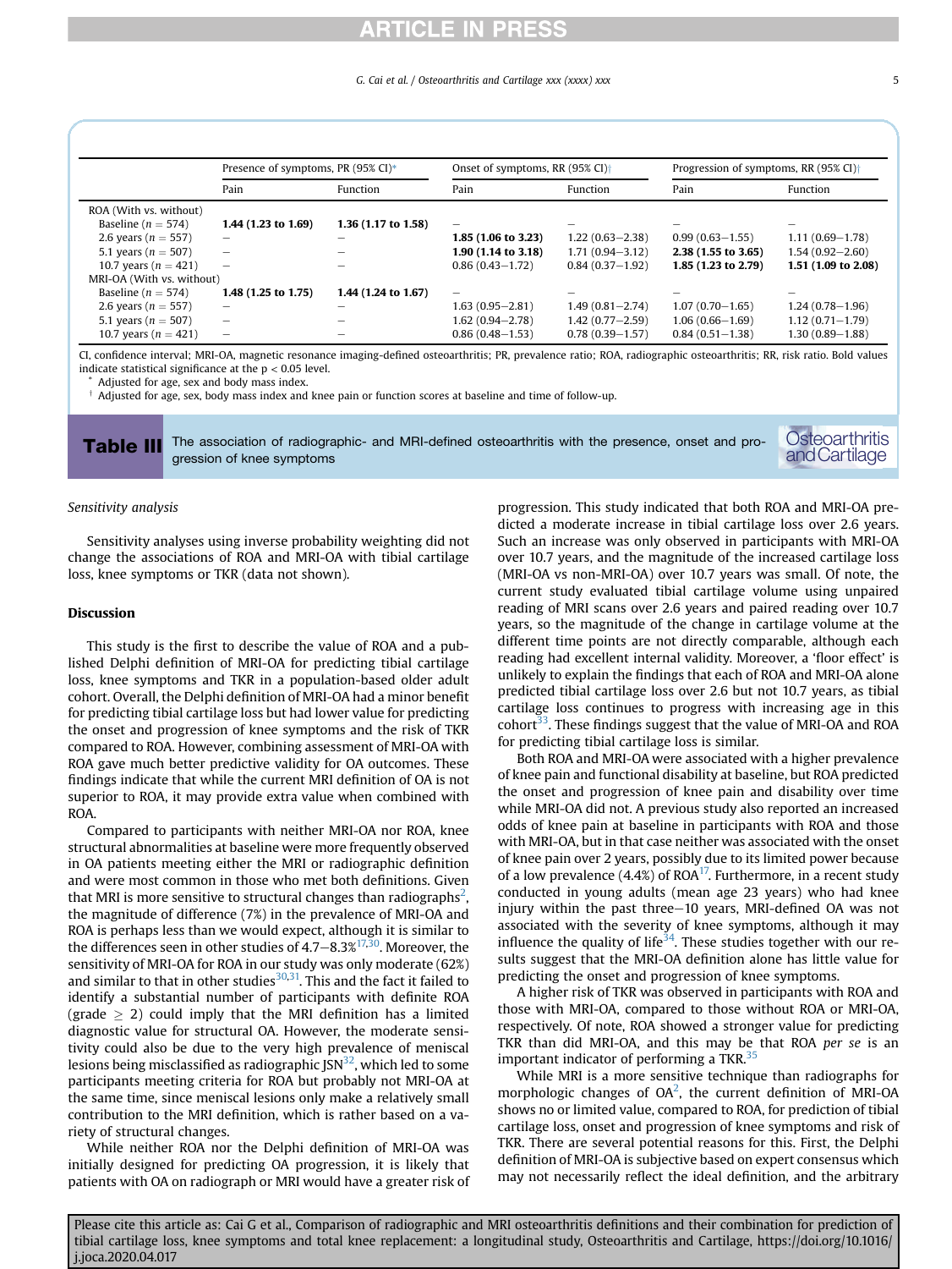| | Presence of symptoms, PR (95% CI)* | | Onset of symptoms, RR (95% CI)† | | Progression of symptoms, RR (95% CI)† | |
|---|---|---|---|---|---|---|
| | Pain | Function | Pain | Function | Pain | Function |
| ROA (With vs. without) | | | | | | |
| Baseline ($n = 574$) | **1.44 (1.23 to 1.69)** | **1.36 (1.17 to 1.58)** | – | – | – | – |
| 2.6 years ($n = 557$) | – | – | **1.85 (1.06 to 3.23)** | 1.22 (0.63–2.38) | 0.99 (0.63–1.55) | 1.11 (0.69–1.78) |
| 5.1 years ($n = 507$) | – | – | **1.90 (1.14 to 3.18)** | 1.71 (0.94–3.12) | **2.38 (1.55 to 3.65)** | 1.54 (0.92–2.60) |
| 10.7 years ($n = 421$) | – | – | 0.86 (0.43–1.72) | 0.84 (0.37–1.92) | **1.85 (1.23 to 2.79)** | **1.51 (1.09 to 2.08)** |
| MRI-OA (With vs. without) | | | | | | |
| Baseline ($n = 574$) | **1.48 (1.25 to 1.75)** | **1.44 (1.24 to 1.67)** | – | – | – | – |
| 2.6 years ($n = 557$) | – | – | 1.63 (0.95–2.81) | 1.49 (0.81–2.74) | 1.07 (0.70–1.65) | 1.24 (0.78–1.96) |
| 5.1 years ($n = 507$) | – | – | 1.62 (0.94–2.78) | 1.42 (0.77–2.59) | 1.06 (0.66–1.69) | 1.12 (0.71–1.79) |
| 10.7 years ($n = 421$) | – | – | 0.86 (0.48–1.53) | 0.78 (0.39–1.57) | 0.84 (0.51–1.38) | 1.30 (0.89–1.88) |

CI, confidence interval; MRI-OA, magnetic resonance imaging-defined osteoarthritis; PR, prevalence ratio; ROA, radiographic osteoarthritis; RR, risk ratio. Bold values indicate statistical significance at the $p < 0.05$ level.

\* Adjusted for age, sex and body mass index.

† Adjusted for age, sex, body mass index and knee pain or function scores at baseline and time of follow-up.

**Table III** The association of radiographic- and MRI-defined osteoarthritis with the presence, onset and progression of knee symptoms

*Sensitivity analysis*

Sensitivity analyses using inverse probability weighting did not change the associations of ROA and MRI-OA with tibial cartilage loss, knee symptoms or TKR (data not shown).

## Discussion

This study is the first to describe the value of ROA and a published Delphi definition of MRI-OA for predicting tibial cartilage loss, knee symptoms and TKR in a population-based older adult cohort. Overall, the Delphi definition of MRI-OA had a minor benefit for predicting tibial cartilage loss but had lower value for predicting the onset and progression of knee symptoms and the risk of TKR compared to ROA. However, combining assessment of MRI-OA with ROA gave much better predictive validity for OA outcomes. These findings indicate that while the current MRI definition of OA is not superior to ROA, it may provide extra value when combined with ROA.

Compared to participants with neither MRI-OA nor ROA, knee structural abnormalities at baseline were more frequently observed in OA patients meeting either the MRI or radiographic definition and were most common in those who met both definitions. Given that MRI is more sensitive to structural changes than radiographs[2], the magnitude of difference (7%) in the prevalence of MRI-OA and ROA is perhaps less than we would expect, although it is similar to the differences seen in other studies of 4.7–8.3%[17,30]. Moreover, the sensitivity of MRI-OA for ROA in our study was only moderate (62%) and similar to that in other studies[30,31]. This and the fact it failed to identify a substantial number of participants with definite ROA (grade $\geq$ 2) could imply that the MRI definition has a limited diagnostic value for structural OA. However, the moderate sensitivity could also be due to the very high prevalence of meniscal lesions being misclassified as radiographic JSN[32], which led to some participants meeting criteria for ROA but probably not MRI-OA at the same time, since meniscal lesions only make a relatively small contribution to the MRI definition, which is rather based on a variety of structural changes.

While neither ROA nor the Delphi definition of MRI-OA was initially designed for predicting OA progression, it is likely that patients with OA on radiograph or MRI would have a greater risk of progression. This study indicated that both ROA and MRI-OA predicted a moderate increase in tibial cartilage loss over 2.6 years. Such an increase was only observed in participants with MRI-OA over 10.7 years, and the magnitude of the increased cartilage loss (MRI-OA vs non-MRI-OA) over 10.7 years was small. Of note, the current study evaluated tibial cartilage volume using unpaired reading of MRI scans over 2.6 years and paired reading over 10.7 years, so the magnitude of the change in cartilage volume at the different time points are not directly comparable, although each reading had excellent internal validity. Moreover, a 'floor effect' is unlikely to explain the findings that each of ROA and MRI-OA alone predicted tibial cartilage loss over 2.6 but not 10.7 years, as tibial cartilage loss continues to progress with increasing age in this cohort[33]. These findings suggest that the value of MRI-OA and ROA for predicting tibial cartilage loss is similar.

Both ROA and MRI-OA were associated with a higher prevalence of knee pain and functional disability at baseline, but ROA predicted the onset and progression of knee pain and disability over time while MRI-OA did not. A previous study also reported an increased odds of knee pain at baseline in participants with ROA and those with MRI-OA, but in that case neither was associated with the onset of knee pain over 2 years, possibly due to its limited power because of a low prevalence (4.4%) of ROA[17]. Furthermore, in a recent study conducted in young adults (mean age 23 years) who had knee injury within the past three–10 years, MRI-defined OA was not associated with the severity of knee symptoms, although it may influence the quality of life[34]. These studies together with our results suggest that the MRI-OA definition alone has little value for predicting the onset and progression of knee symptoms.

A higher risk of TKR was observed in participants with ROA and those with MRI-OA, compared to those without ROA or MRI-OA, respectively. Of note, ROA showed a stronger value for predicting TKR than did MRI-OA, and this may be that ROA *per se* is an important indicator of performing a TKR.[35]

While MRI is a more sensitive technique than radiographs for morphologic changes of OA[2], the current definition of MRI-OA shows no or limited value, compared to ROA, for prediction of tibial cartilage loss, onset and progression of knee symptoms and risk of TKR. There are several potential reasons for this. First, the Delphi definition of MRI-OA is subjective based on expert consensus which may not necessarily reflect the ideal definition, and the arbitrary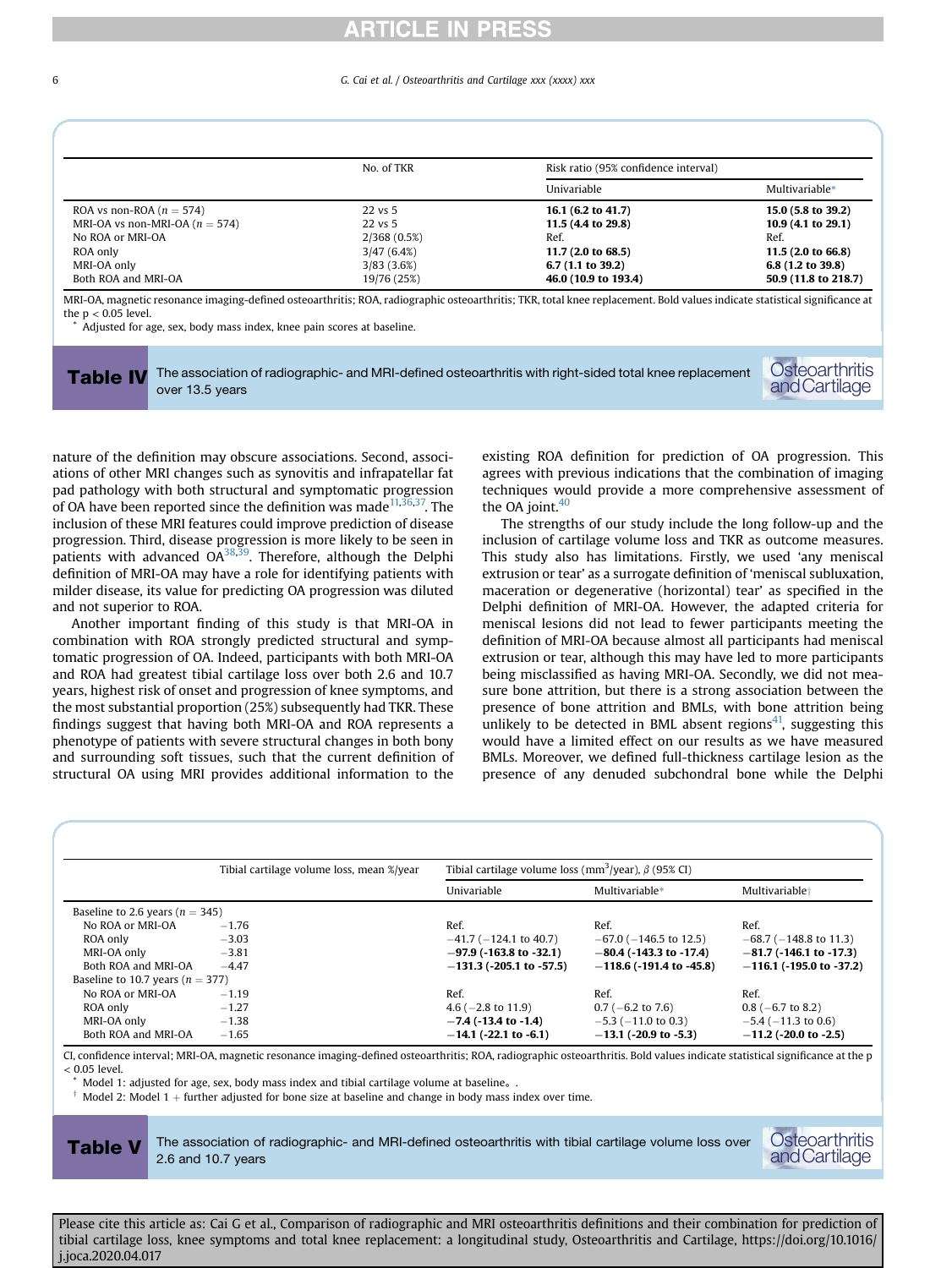**Table IV**
The association of radiographic- and MRI-defined osteoarthritis with right-sided total knee replacement over 13.5 years

| | No. of TKR | Risk ratio (95% confidence interval) | |
|---|---|---|---|
| | | Univariable | Multivariable* |
| ROA vs non-ROA ($n = 574$) | 22 vs 5 | **16.1 (6.2 to 41.7)** | **15.0 (5.8 to 39.2)** |
| MRI-OA vs non-MRI-OA ($n = 574$) | 22 vs 5 | **11.5 (4.4 to 29.8)** | **10.9 (4.1 to 29.1)** |
| No ROA or MRI-OA | 2/368 (0.5%) | Ref. | Ref. |
| ROA only | 3/47 (6.4%) | **11.7 (2.0 to 68.5)** | **11.5 (2.0 to 66.8)** |
| MRI-OA only | 3/83 (3.6%) | **6.7 (1.1 to 39.2)** | **6.8 (1.2 to 39.8)** |
| Both ROA and MRI-OA | 19/76 (25%) | **46.0 (10.9 to 193.4)** | **50.9 (11.8 to 218.7)** |

MRI-OA, magnetic resonance imaging-defined osteoarthritis; ROA, radiographic osteoarthritis; TKR, total knee replacement. Bold values indicate statistical significance at the $p < 0.05$ level.
\* Adjusted for age, sex, body mass index, knee pain scores at baseline.

nature of the definition may obscure associations. Second, associations of other MRI changes such as synovitis and infrapatellar fat pad pathology with both structural and symptomatic progression of OA have been reported since the definition was made[11,36,37]. The inclusion of these MRI features could improve prediction of disease progression. Third, disease progression is more likely to be seen in patients with advanced OA[38,39]. Therefore, although the Delphi definition of MRI-OA may have a role for identifying patients with milder disease, its value for predicting OA progression was diluted and not superior to ROA.

Another important finding of this study is that MRI-OA in combination with ROA strongly predicted structural and symptomatic progression of OA. Indeed, participants with both MRI-OA and ROA had greatest tibial cartilage loss over both 2.6 and 10.7 years, highest risk of onset and progression of knee symptoms, and the most substantial proportion (25%) subsequently had TKR. These findings suggest that having both MRI-OA and ROA represents a phenotype of patients with severe structural changes in both bony and surrounding soft tissues, such that the current definition of structural OA using MRI provides additional information to the existing ROA definition for prediction of OA progression. This agrees with previous indications that the combination of imaging techniques would provide a more comprehensive assessment of the OA joint.[40]

The strengths of our study include the long follow-up and the inclusion of cartilage volume loss and TKR as outcome measures. This study also has limitations. Firstly, we used 'any meniscal extrusion or tear' as a surrogate definition of 'meniscal subluxation, maceration or degenerative (horizontal) tear' as specified in the Delphi definition of MRI-OA. However, the adapted criteria for meniscal lesions did not lead to fewer participants meeting the definition of MRI-OA because almost all participants had meniscal extrusion or tear, although this may have led to more participants being misclassified as having MRI-OA. Secondly, we did not measure bone attrition, but there is a strong association between the presence of bone attrition and BMLs, with bone attrition being unlikely to be detected in BML absent regions[41], suggesting this would have a limited effect on our results as we have measured BMLs. Moreover, we defined full-thickness cartilage lesion as the presence of any denuded subchondral bone while the Delphi

**Table V**
The association of radiographic- and MRI-defined osteoarthritis with tibial cartilage volume loss over 2.6 and 10.7 years

| | Tibial cartilage volume loss, mean %/year | Tibial cartilage volume loss ($mm^3$/year), $\beta$ (95% CI) | | |
|---|---|---|---|---|
| | | Univariable | Multivariable* | Multivariable† |
| Baseline to 2.6 years ($n = 345$) | | | | |
| No ROA or MRI-OA | −1.76 | Ref. | Ref. | Ref. |
| ROA only | −3.03 | −41.7 (−124.1 to 40.7) | −67.0 (−146.5 to 12.5) | −68.7 (−148.8 to 11.3) |
| MRI-OA only | −3.81 | **−97.9 (-163.8 to -32.1)** | **−80.4 (-143.3 to -17.4)** | **−81.7 (-146.1 to -17.3)** |
| Both ROA and MRI-OA | −4.47 | **−131.3 (-205.1 to -57.5)** | **−118.6 (-191.4 to -45.8)** | **−116.1 (-195.0 to -37.2)** |
| Baseline to 10.7 years ($n = 377$) | | | | |
| No ROA or MRI-OA | −1.19 | Ref. | Ref. | Ref. |
| ROA only | −1.27 | 4.6 (−2.8 to 11.9) | 0.7 (−6.2 to 7.6) | 0.8 (−6.7 to 8.2) |
| MRI-OA only | −1.38 | **−7.4 (-13.4 to -1.4)** | −5.3 (−11.0 to 0.3) | −5.4 (−11.3 to 0.6) |
| Both ROA and MRI-OA | −1.65 | **−14.1 (-22.1 to -6.1)** | **−13.1 (-20.9 to -5.3)** | **−11.2 (-20.0 to -2.5)** |

CI, confidence interval; MRI-OA, magnetic resonance imaging-defined osteoarthritis; ROA, radiographic osteoarthritis. Bold values indicate statistical significance at the $p < 0.05$ level.
\* Model 1: adjusted for age, sex, body mass index and tibial cartilage volume at baseline。.
† Model 2: Model 1 + further adjusted for bone size at baseline and change in body mass index over time.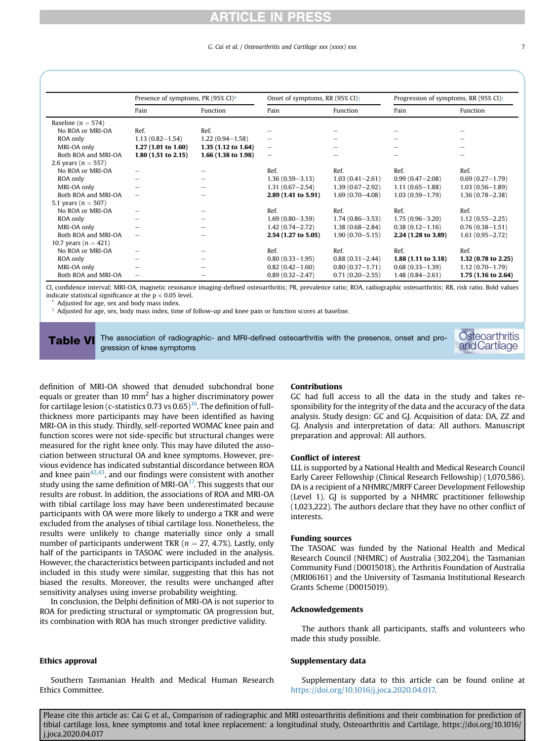**Table VI** The association of radiographic- and MRI-defined osteoarthritis with the presence, onset and progression of knee symptoms

| | Presence of symptoms, PR (95% CI)* | | Onset of symptoms, RR (95% CI)† | | Progression of symptoms, RR (95% CI)† | |
|---|---|---|---|---|---|---|
| | Pain | Function | Pain | Function | Pain | Function |
| Baseline (n = 574) | | | | | | |
| No ROA or MRI-OA | Ref. | Ref. | – | – | – | – |
| ROA only | 1.13 (0.82–1.54) | 1.22 (0.94–1.58) | – | – | – | – |
| MRI-OA only | **1.27 (1.01 to 1.60)** | **1.35 (1.12 to 1.64)** | – | – | – | – |
| Both ROA and MRI-OA | **1.80 (1.51 to 2.15)** | **1.66 (1.38 to 1.98)** | – | – | – | – |
| 2.6 years (n = 557) | | | | | | |
| No ROA or MRI-OA | – | – | Ref. | Ref. | Ref. | Ref. |
| ROA only | – | – | 1.36 (0.59–3.13) | 1.03 (0.41–2.61) | 0.99 (0.47–2.08) | 0.69 (0.27–1.79) |
| MRI-OA only | – | – | 1.31 (0.67–2.54) | 1.39 (0.67–2.92) | 1.11 (0.65–1.88) | 1.03 (0.56–1.89) |
| Both ROA and MRI-OA | – | – | **2.89 (1.41 to 5.91)** | 1.69 (0.70–4.08) | 1.03 (0.59–1.79) | 1.36 (0.78–2.38) |
| 5.1 years (n = 507) | | | | | | |
| No ROA or MRI-OA | – | – | Ref. | Ref. | Ref. | Ref. |
| ROA only | – | – | 1.69 (0.80–3.59) | 1.74 (0.86–3.53) | 1.75 (0.96–3.20) | 1.12 (0.55–2.25) |
| MRI-OA only | – | – | 1.42 (0.74–2.72) | 1.38 (0.68–2.84) | 0.38 (0.12–1.16) | 0.76 (0.38–1.51) |
| Both ROA and MRI-OA | – | – | **2.54 (1.27 to 5.05)** | 1.90 (0.70–5.15) | **2.24 (1.28 to 3.89)** | 1.61 (0.95–2.72) |
| 10.7 years (n = 421) | | | | | | |
| No ROA or MRI-OA | – | – | Ref. | Ref. | Ref. | Ref. |
| ROA only | – | – | 0.80 (0.33–1.95) | 0.88 (0.31–2.44) | **1.88 (1.11 to 3.18)** | **1.32 (0.78 to 2.25)** |
| MRI-OA only | – | – | 0.82 (0.42–1.60) | 0.80 (0.37–1.71) | 0.68 (0.33–1.39) | 1.12 (0.70–1.79) |
| Both ROA and MRI-OA | – | – | 0.89 (0.32–2.47) | 0.71 (0.20–2.55) | 1.48 (0.84–2.61) | **1.75 (1.16 to 2.64)** |

CI, confidence interval; MRI-OA, magnetic resonance imaging-defined osteoarthritis; PR, prevalence ratio; ROA, radiographic osteoarthritis; RR, risk ratio. Bold values indicate statistical significance at the $p < 0.05$ level.
\* Adjusted for age, sex and body mass index.
† Adjusted for age, sex, body mass index, time of follow-up and knee pain or function scores at baseline.

definition of MRI-OA showed that denuded subchondral bone equals or greater than 10 mm$^2$ has a higher discriminatory power for cartilage lesion (c-statistics 0.73 vs 0.65)[16]. The definition of full-thickness more participants may have been identified as having MRI-OA in this study. Thirdly, self-reported WOMAC knee pain and function scores were not side-specific but structural changes were measured for the right knee only. This may have diluted the association between structural OA and knee symptoms. However, previous evidence has indicated substantial discordance between ROA and knee pain[42,43], and our findings were consistent with another study using the same definition of MRI-OA[17]. This suggests that our results are robust. In addition, the associations of ROA and MRI-OA with tibial cartilage loss may have been underestimated because participants with OA were more likely to undergo a TKR and were excluded from the analyses of tibial cartilage loss. Nonetheless, the results were unlikely to change materially since only a small number of participants underwent TKR ($n = 27$, 4.7%). Lastly, only half of the participants in TASOAC were included in the analysis. However, the characteristics between participants included and not included in this study were similar, suggesting that this has not biased the results. Moreover, the results were unchanged after sensitivity analyses using inverse probability weighting.

In conclusion, the Delphi definition of MRI-OA is not superior to ROA for predicting structural or symptomatic OA progression but, its combination with ROA has much stronger predictive validity.

## Ethics approval

Southern Tasmanian Health and Medical Human Research Ethics Committee.

## Contributions

GC had full access to all the data in the study and takes responsibility for the integrity of the data and the accuracy of the data analysis. Study design: GC and GJ. Acquisition of data: DA, ZZ and GJ. Analysis and interpretation of data: All authors. Manuscript preparation and approval: All authors.

## Conflict of interest

LLL is supported by a National Health and Medical Research Council Early Career Fellowship (Clinical Research Fellowship) (1,070,586). DA is a recipient of a NHMRC/MRFF Career Development Fellowship (Level 1). GJ is supported by a NHMRC practitioner fellowship (1,023,222). The authors declare that they have no other conflict of interests.

## Funding sources

The TASOAC was funded by the National Health and Medical Research Council (NHMRC) of Australia (302,204), the Tasmanian Community Fund (D0015018), the Arthritis Foundation of Australia (MRI06161) and the University of Tasmania Institutional Research Grants Scheme (D0015019).

## Acknowledgements

The authors thank all participants, staffs and volunteers who made this study possible.

## Supplementary data

Supplementary data to this article can be found online at https://doi.org/10.1016/j.joca.2020.04.017.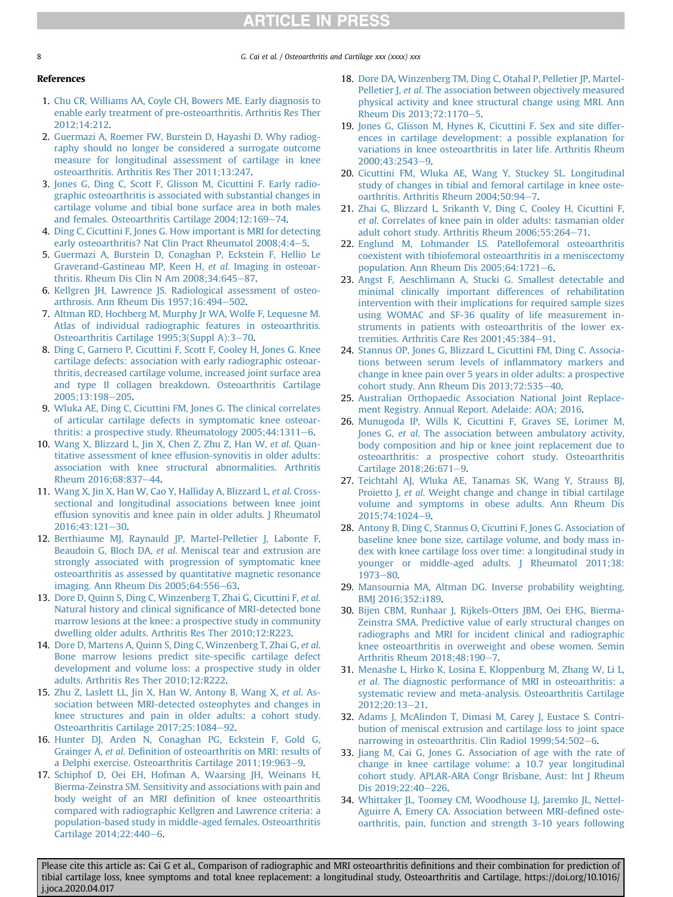## References

1. Chu CR, Williams AA, Coyle CH, Bowers ME. Early diagnosis to enable early treatment of pre-osteoarthritis. Arthritis Res Ther 2012;14:212.
2. Guermazi A, Roemer FW, Burstein D, Hayashi D. Why radiography should no longer be considered a surrogate outcome measure for longitudinal assessment of cartilage in knee osteoarthritis. Arthritis Res Ther 2011;13:247.
3. Jones G, Ding C, Scott F, Glisson M, Cicuttini F. Early radiographic osteoarthritis is associated with substantial changes in cartilage volume and tibial bone surface area in both males and females. Osteoarthritis Cartilage 2004;12:169–74.
4. Ding C, Cicuttini F, Jones G. How important is MRI for detecting early osteoarthritis? Nat Clin Pract Rheumatol 2008;4:4–5.
5. Guermazi A, Burstein D, Conaghan P, Eckstein F, Hellio Le Graverand-Gastineau MP, Keen H, *et al.* Imaging in osteoarthritis. Rheum Dis Clin N Am 2008;34:645–87.
6. Kellgren JH, Lawrence JS. Radiological assessment of osteoarthrosis. Ann Rheum Dis 1957;16:494–502.
7. Altman RD, Hochberg M, Murphy Jr WA, Wolfe F, Lequesne M. Atlas of individual radiographic features in osteoarthritis. Osteoarthritis Cartilage 1995;3(Suppl A):3–70.
8. Ding C, Garnero P, Cicuttini F, Scott F, Cooley H, Jones G. Knee cartilage defects: association with early radiographic osteoarthritis, decreased cartilage volume, increased joint surface area and type II collagen breakdown. Osteoarthritis Cartilage 2005;13:198–205.
9. Wluka AE, Ding C, Cicuttini FM, Jones G. The clinical correlates of articular cartilage defects in symptomatic knee osteoarthritis: a prospective study. Rheumatology 2005;44:1311–6.
10. Wang X, Blizzard L, Jin X, Chen Z, Zhu Z, Han W, *et al.* Quantitative assessment of knee effusion-synovitis in older adults: association with knee structural abnormalities. Arthritis Rheum 2016;68:837–44.
11. Wang X, Jin X, Han W, Cao Y, Halliday A, Blizzard L, *et al.* Cross-sectional and longitudinal associations between knee joint effusion synovitis and knee pain in older adults. J Rheumatol 2016;43:121–30.
12. Berthiaume MJ, Raynauld JP, Martel-Pelletier J, Labonte F, Beaudoin G, Bloch DA, *et al.* Meniscal tear and extrusion are strongly associated with progression of symptomatic knee osteoarthritis as assessed by quantitative magnetic resonance imaging. Ann Rheum Dis 2005;64:556–63.
13. Dore D, Quinn S, Ding C, Winzenberg T, Zhai G, Cicuttini F, *et al.* Natural history and clinical significance of MRI-detected bone marrow lesions at the knee: a prospective study in community dwelling older adults. Arthritis Res Ther 2010;12:R223.
14. Dore D, Martens A, Quinn S, Ding C, Winzenberg T, Zhai G, *et al.* Bone marrow lesions predict site-specific cartilage defect development and volume loss: a prospective study in older adults. Arthritis Res Ther 2010;12:R222.
15. Zhu Z, Laslett LL, Jin X, Han W, Antony B, Wang X, *et al.* Association between MRI-detected osteophytes and changes in knee structures and pain in older adults: a cohort study. Osteoarthritis Cartilage 2017;25:1084–92.
16. Hunter DJ, Arden N, Conaghan PG, Eckstein F, Gold G, Grainger A, *et al.* Definition of osteoarthritis on MRI: results of a Delphi exercise. Osteoarthritis Cartilage 2011;19:963–9.
17. Schiphof D, Oei EH, Hofman A, Waarsing JH, Weinans H, Bierma-Zeinstra SM. Sensitivity and associations with pain and body weight of an MRI definition of knee osteoarthritis compared with radiographic Kellgren and Lawrence criteria: a population-based study in middle-aged females. Osteoarthritis Cartilage 2014;22:440–6.
18. Dore DA, Winzenberg TM, Ding C, Otahal P, Pelletier JP, Martel-Pelletier J, *et al.* The association between objectively measured physical activity and knee structural change using MRI. Ann Rheum Dis 2013;72:1170–5.
19. Jones G, Glisson M, Hynes K, Cicuttini F. Sex and site differences in cartilage development: a possible explanation for variations in knee osteoarthritis in later life. Arthritis Rheum 2000;43:2543–9.
20. Cicuttini FM, Wluka AE, Wang Y, Stuckey SL. Longitudinal study of changes in tibial and femoral cartilage in knee osteoarthritis. Arthritis Rheum 2004;50:94–7.
21. Zhai G, Blizzard L, Srikanth V, Ding C, Cooley H, Cicuttini F, *et al.* Correlates of knee pain in older adults: tasmanian older adult cohort study. Arthritis Rheum 2006;55:264–71.
22. Englund M, Lohmander LS. Patellofemoral osteoarthritis coexistent with tibiofemoral osteoarthritis in a meniscectomy population. Ann Rheum Dis 2005;64:1721–6.
23. Angst F, Aeschlimann A, Stucki G. Smallest detectable and minimal clinically important differences of rehabilitation intervention with their implications for required sample sizes using WOMAC and SF-36 quality of life measurement instruments in patients with osteoarthritis of the lower extremities. Arthritis Care Res 2001;45:384–91.
24. Stannus OP, Jones G, Blizzard L, Cicuttini FM, Ding C. Associations between serum levels of inflammatory markers and change in knee pain over 5 years in older adults: a prospective cohort study. Ann Rheum Dis 2013;72:535–40.
25. Australian Orthopaedic Association National Joint Replacement Registry. Annual Report. Adelaide: AOA; 2016.
26. Munugoda IP, Wills K, Cicuttini F, Graves SE, Lorimer M, Jones G, *et al.* The association between ambulatory activity, body composition and hip or knee joint replacement due to osteoarthritis: a prospective cohort study. Osteoarthritis Cartilage 2018;26:671–9.
27. Teichtahl AJ, Wluka AE, Tanamas SK, Wang Y, Strauss BJ, Proietto J, *et al.* Weight change and change in tibial cartilage volume and symptoms in obese adults. Ann Rheum Dis 2015;74:1024–9.
28. Antony B, Ding C, Stannus O, Cicuttini F, Jones G. Association of baseline knee bone size, cartilage volume, and body mass index with knee cartilage loss over time: a longitudinal study in younger or middle-aged adults. J Rheumatol 2011;38:1973–80.
29. Mansournia MA, Altman DG. Inverse probability weighting. BMJ 2016;352:i189.
30. Bijen CBM, Runhaar J, Rijkels-Otters JBM, Oei EHG, Bierma-Zeinstra SMA. Predictive value of early structural changes on radiographs and MRI for incident clinical and radiographic knee osteoarthritis in overweight and obese women. Semin Arthritis Rheum 2018;48:190–7.
31. Menashe L, Hirko K, Losina E, Kloppenburg M, Zhang W, Li L, *et al.* The diagnostic performance of MRI in osteoarthritis: a systematic review and meta-analysis. Osteoarthritis Cartilage 2012;20:13–21.
32. Adams J, McAlindon T, Dimasi M, Carey J, Eustace S. Contribution of meniscal extrusion and cartilage loss to joint space narrowing in osteoarthritis. Clin Radiol 1999;54:502–6.
33. Jiang M, Cai G, Jones G. Association of age with the rate of change in knee cartilage volume: a 10.7 year longitudinal cohort study. APLAR-ARA Congr Brisbane, Aust: Int J Rheum Dis 2019;22:40–226.
34. Whittaker JL, Toomey CM, Woodhouse LJ, Jaremko JL, Nettel-Aguirre A, Emery CA. Association between MRI-defined osteoarthritis, pain, function and strength 3-10 years following

Please cite this article as: Cai G et al., Comparison of radiographic and MRI osteoarthritis definitions and their combination for prediction of tibial cartilage loss, knee symptoms and total knee replacement: a longitudinal study, Osteoarthritis and Cartilage, https://doi.org/10.1016/j.joca.2020.04.017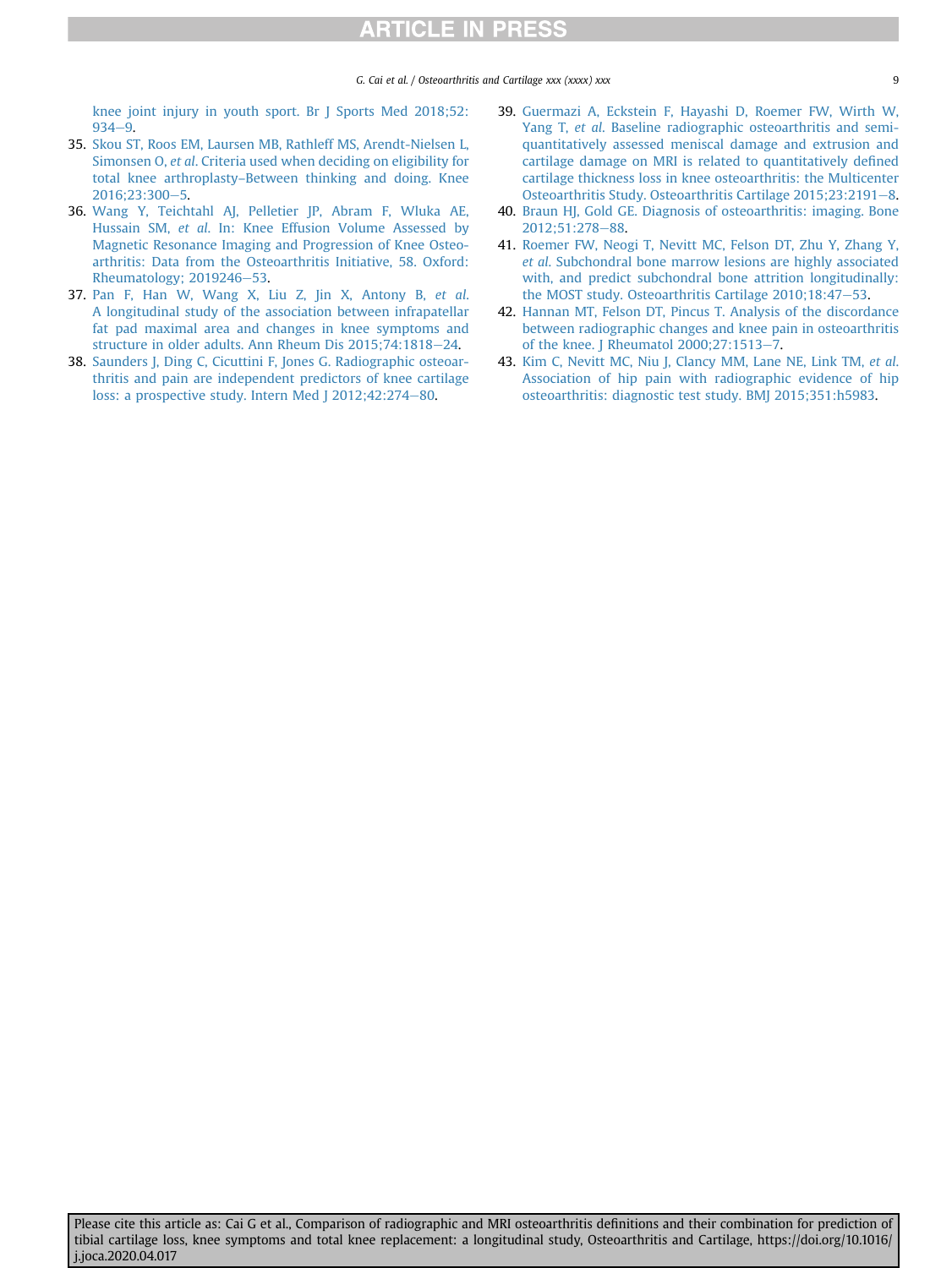knee joint injury in youth sport. Br J Sports Med 2018;52: 934–9.

35. Skou ST, Roos EM, Laursen MB, Rathleff MS, Arendt-Nielsen L, Simonsen O, *et al.* Criteria used when deciding on eligibility for total knee arthroplasty–Between thinking and doing. Knee 2016;23:300–5.
36. Wang Y, Teichtahl AJ, Pelletier JP, Abram F, Wluka AE, Hussain SM, *et al.* In: Knee Effusion Volume Assessed by Magnetic Resonance Imaging and Progression of Knee Osteoarthritis: Data from the Osteoarthritis Initiative, 58. Oxford: Rheumatology; 2019246–53.
37. Pan F, Han W, Wang X, Liu Z, Jin X, Antony B, *et al.* A longitudinal study of the association between infrapatellar fat pad maximal area and changes in knee symptoms and structure in older adults. Ann Rheum Dis 2015;74:1818–24.
38. Saunders J, Ding C, Cicuttini F, Jones G. Radiographic osteoarthritis and pain are independent predictors of knee cartilage loss: a prospective study. Intern Med J 2012;42:274–80.
39. Guermazi A, Eckstein F, Hayashi D, Roemer FW, Wirth W, Yang T, *et al.* Baseline radiographic osteoarthritis and semi-quantitatively assessed meniscal damage and extrusion and cartilage damage on MRI is related to quantitatively defined cartilage thickness loss in knee osteoarthritis: the Multicenter Osteoarthritis Study. Osteoarthritis Cartilage 2015;23:2191–8.
40. Braun HJ, Gold GE. Diagnosis of osteoarthritis: imaging. Bone 2012;51:278–88.
41. Roemer FW, Neogi T, Nevitt MC, Felson DT, Zhu Y, Zhang Y, *et al.* Subchondral bone marrow lesions are highly associated with, and predict subchondral bone attrition longitudinally: the MOST study. Osteoarthritis Cartilage 2010;18:47–53.
42. Hannan MT, Felson DT, Pincus T. Analysis of the discordance between radiographic changes and knee pain in osteoarthritis of the knee. J Rheumatol 2000;27:1513–7.
43. Kim C, Nevitt MC, Niu J, Clancy MM, Lane NE, Link TM, *et al.* Association of hip pain with radiographic evidence of hip osteoarthritis: diagnostic test study. BMJ 2015;351:h5983.

Please cite this article as: Cai G et al., Comparison of radiographic and MRI osteoarthritis definitions and their combination for prediction of tibial cartilage loss, knee symptoms and total knee replacement: a longitudinal study, Osteoarthritis and Cartilage, https://doi.org/10.1016/j.joca.2020.04.017